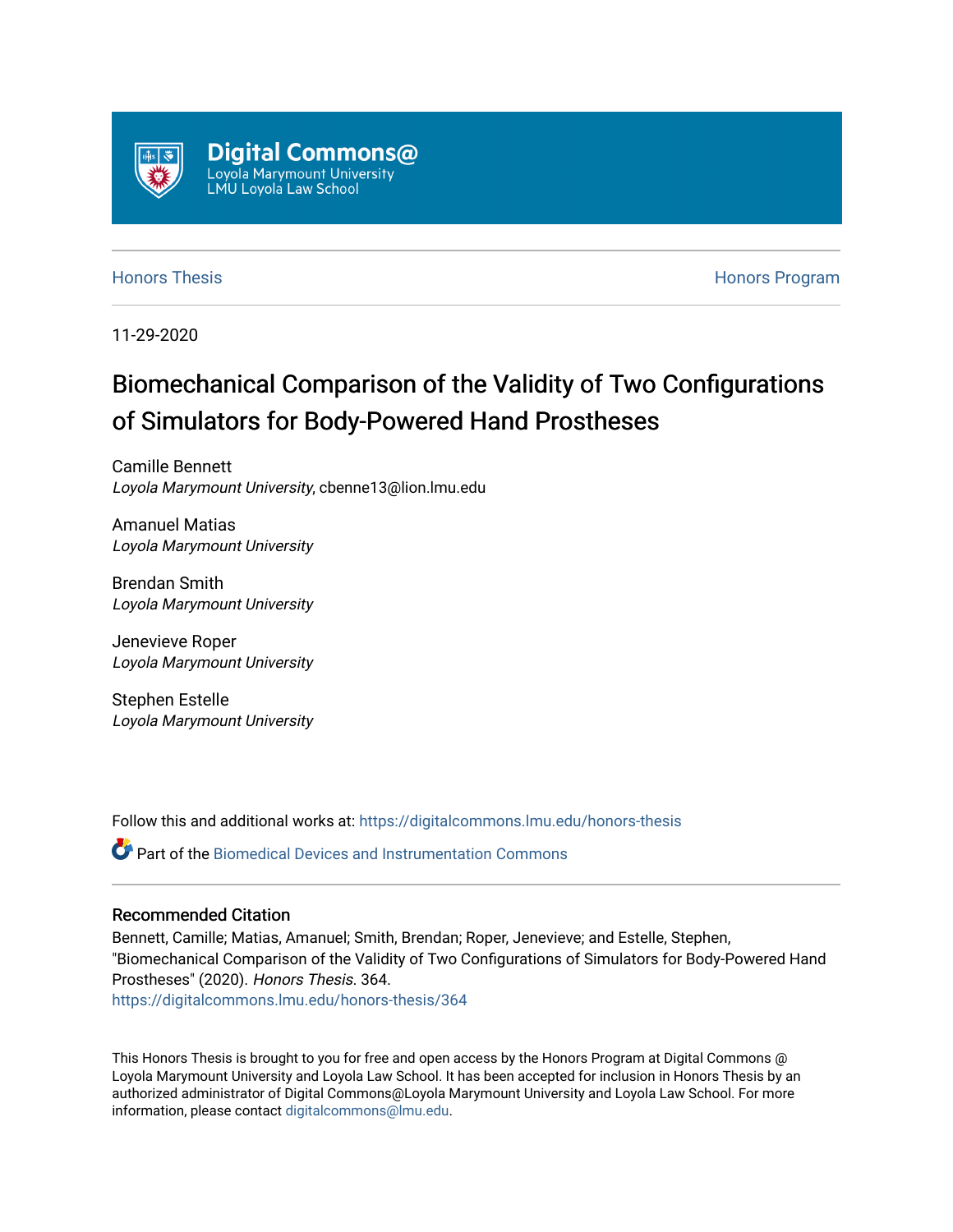Digital Commons@
Loyola Marymount University
LMU Loyola Law School

Honors Thesis | Honors Program

11-29-2020

# Biomechanical Comparison of the Validity of Two Configurations of Simulators for Body-Powered Hand Prostheses

Camille Bennett
*Loyola Marymount University*, cbenne13@lion.lmu.edu

Amanuel Matias
*Loyola Marymount University*

Brendan Smith
*Loyola Marymount University*

Jenevieve Roper
*Loyola Marymount University*

Stephen Estelle
*Loyola Marymount University*

Follow this and additional works at: https://digitalcommons.lmu.edu/honors-thesis

Part of the Biomedical Devices and Instrumentation Commons

### Recommended Citation

Bennett, Camille; Matias, Amanuel; Smith, Brendan; Roper, Jenevieve; and Estelle, Stephen, "Biomechanical Comparison of the Validity of Two Configurations of Simulators for Body-Powered Hand Prostheses" (2020). *Honors Thesis*. 364.
https://digitalcommons.lmu.edu/honors-thesis/364

This Honors Thesis is brought to you for free and open access by the Honors Program at Digital Commons @ Loyola Marymount University and Loyola Law School. It has been accepted for inclusion in Honors Thesis by an authorized administrator of Digital Commons@Loyola Marymount University and Loyola Law School. For more information, please contact digitalcommons@lmu.edu.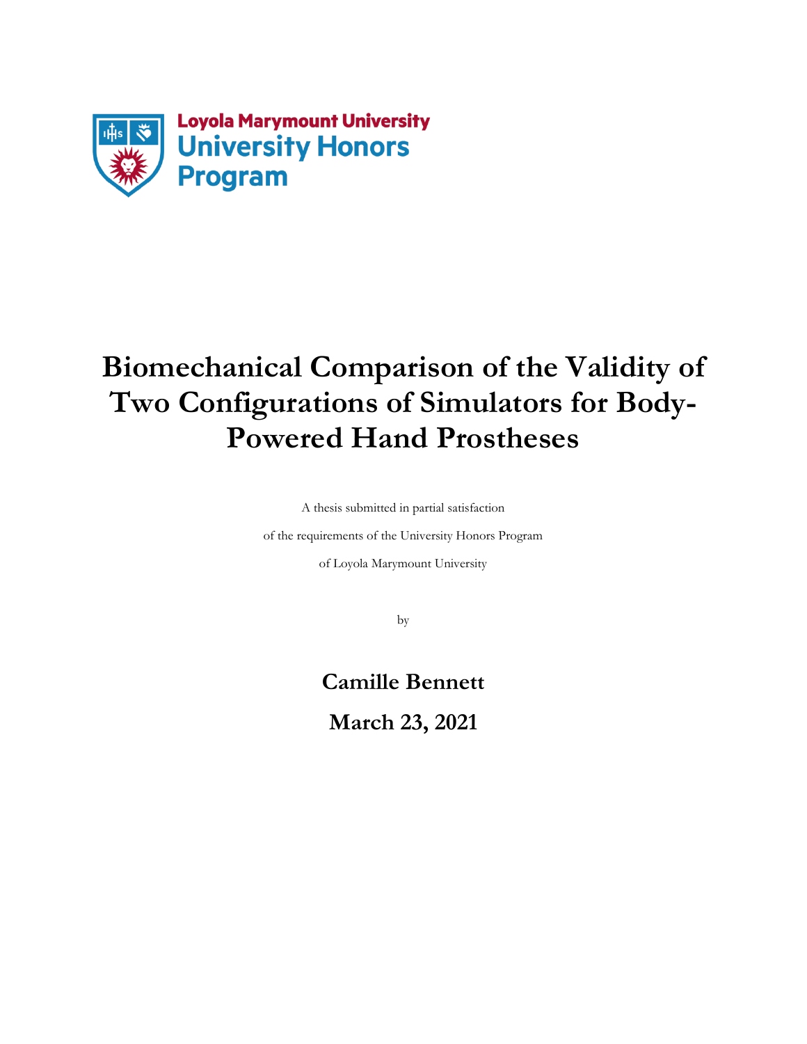Loyola Marymount University
University Honors Program

# Biomechanical Comparison of the Validity of Two Configurations of Simulators for Body-Powered Hand Prostheses

A thesis submitted in partial satisfaction

of the requirements of the University Honors Program

of Loyola Marymount University

by

**Camille Bennett**

**March 23, 2021**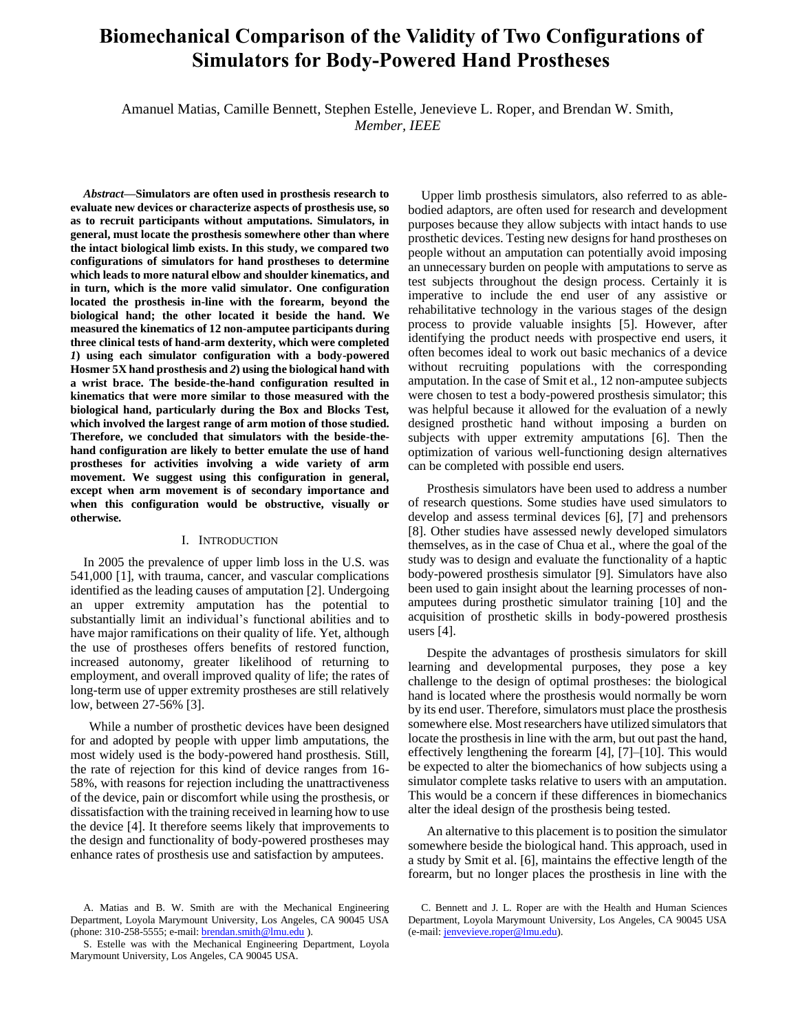# Biomechanical Comparison of the Validity of Two Configurations of Simulators for Body-Powered Hand Prostheses

Amanuel Matias, Camille Bennett, Stephen Estelle, Jenevieve L. Roper, and Brendan W. Smith, *Member, IEEE*

***Abstract*—Simulators are often used in prosthesis research to evaluate new devices or characterize aspects of prosthesis use, so as to recruit participants without amputations. Simulators, in general, must locate the prosthesis somewhere other than where the intact biological limb exists. In this study, we compared two configurations of simulators for hand prostheses to determine which leads to more natural elbow and shoulder kinematics, and in turn, which is the more valid simulator. One configuration located the prosthesis in-line with the forearm, beyond the biological hand; the other located it beside the hand. We measured the kinematics of 12 non-amputee participants during three clinical tests of hand-arm dexterity, which were completed *1*) using each simulator configuration with a body-powered Hosmer 5X hand prosthesis and *2*) using the biological hand with a wrist brace. The beside-the-hand configuration resulted in kinematics that were more similar to those measured with the biological hand, particularly during the Box and Blocks Test, which involved the largest range of arm motion of those studied. Therefore, we concluded that simulators with the beside-the-hand configuration are likely to better emulate the use of hand prostheses for activities involving a wide variety of arm movement. We suggest using this configuration in general, except when arm movement is of secondary importance and when this configuration would be obstructive, visually or otherwise.**

## I. Introduction

In 2005 the prevalence of upper limb loss in the U.S. was 541,000 [1], with trauma, cancer, and vascular complications identified as the leading causes of amputation [2]. Undergoing an upper extremity amputation has the potential to substantially limit an individual's functional abilities and to have major ramifications on their quality of life. Yet, although the use of prostheses offers benefits of restored function, increased autonomy, greater likelihood of returning to employment, and overall improved quality of life; the rates of long-term use of upper extremity prostheses are still relatively low, between 27-56% [3].

While a number of prosthetic devices have been designed for and adopted by people with upper limb amputations, the most widely used is the body-powered hand prosthesis. Still, the rate of rejection for this kind of device ranges from 16-58%, with reasons for rejection including the unattractiveness of the device, pain or discomfort while using the prosthesis, or dissatisfaction with the training received in learning how to use the device [4]. It therefore seems likely that improvements to the design and functionality of body-powered prostheses may enhance rates of prosthesis use and satisfaction by amputees.

Upper limb prosthesis simulators, also referred to as able-bodied adaptors, are often used for research and development purposes because they allow subjects with intact hands to use prosthetic devices. Testing new designs for hand prostheses on people without an amputation can potentially avoid imposing an unnecessary burden on people with amputations to serve as test subjects throughout the design process. Certainly it is imperative to include the end user of any assistive or rehabilitative technology in the various stages of the design process to provide valuable insights [5]. However, after identifying the product needs with prospective end users, it often becomes ideal to work out basic mechanics of a device without recruiting populations with the corresponding amputation. In the case of Smit et al., 12 non-amputee subjects were chosen to test a body-powered prosthesis simulator; this was helpful because it allowed for the evaluation of a newly designed prosthetic hand without imposing a burden on subjects with upper extremity amputations [6]. Then the optimization of various well-functioning design alternatives can be completed with possible end users.

Prosthesis simulators have been used to address a number of research questions. Some studies have used simulators to develop and assess terminal devices [6], [7] and prehensors [8]. Other studies have assessed newly developed simulators themselves, as in the case of Chua et al., where the goal of the study was to design and evaluate the functionality of a haptic body-powered prosthesis simulator [9]. Simulators have also been used to gain insight about the learning processes of non-amputees during prosthetic simulator training [10] and the acquisition of prosthetic skills in body-powered prosthesis users [4].

Despite the advantages of prosthesis simulators for skill learning and developmental purposes, they pose a key challenge to the design of optimal prostheses: the biological hand is located where the prosthesis would normally be worn by its end user. Therefore, simulators must place the prosthesis somewhere else. Most researchers have utilized simulators that locate the prosthesis in line with the arm, but out past the hand, effectively lengthening the forearm [4], [7]–[10]. This would be expected to alter the biomechanics of how subjects using a simulator complete tasks relative to users with an amputation. This would be a concern if these differences in biomechanics alter the ideal design of the prosthesis being tested.

An alternative to this placement is to position the simulator somewhere beside the biological hand. This approach, used in a study by Smit et al. [6], maintains the effective length of the forearm, but no longer places the prosthesis in line with the

A. Matias and B. W. Smith are with the Mechanical Engineering Department, Loyola Marymount University, Los Angeles, CA 90045 USA (phone: 310-258-5555; e-mail: brendan.smith@lmu.edu ).

S. Estelle was with the Mechanical Engineering Department, Loyola Marymount University, Los Angeles, CA 90045 USA.

C. Bennett and J. L. Roper are with the Health and Human Sciences Department, Loyola Marymount University, Los Angeles, CA 90045 USA (e-mail: jenvevieve.roper@lmu.edu).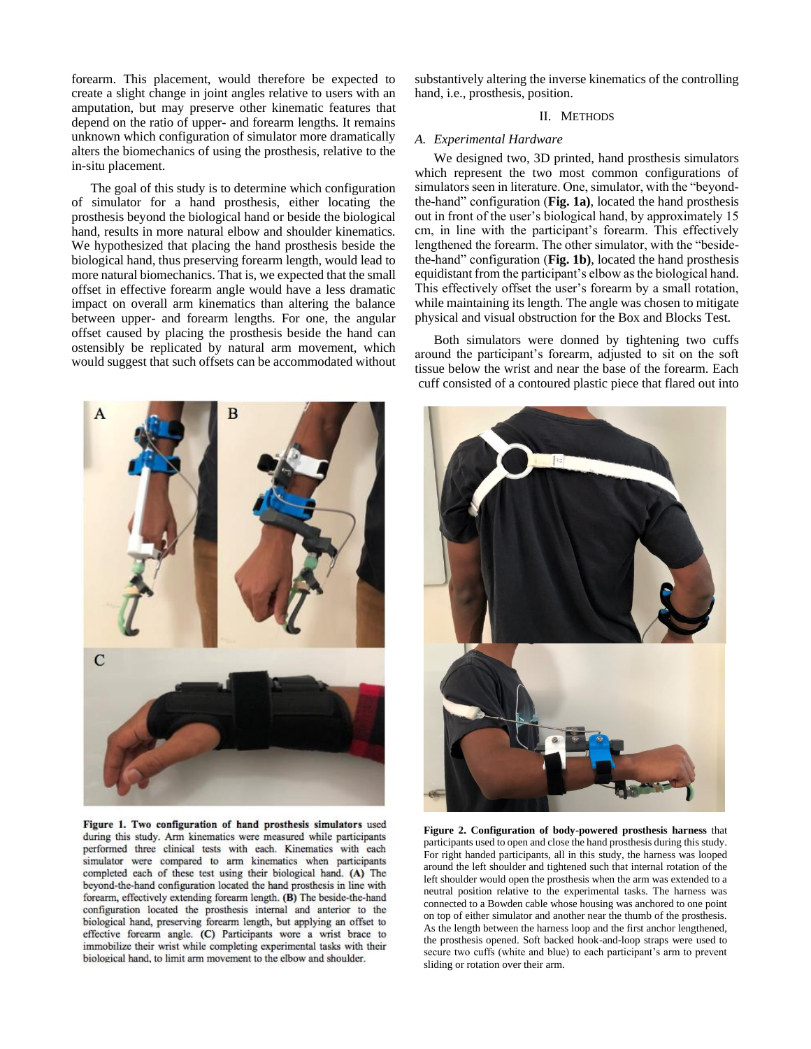forearm. This placement, would therefore be expected to create a slight change in joint angles relative to users with an amputation, but may preserve other kinematic features that depend on the ratio of upper- and forearm lengths. It remains unknown which configuration of simulator more dramatically alters the biomechanics of using the prosthesis, relative to the in-situ placement.

The goal of this study is to determine which configuration of simulator for a hand prosthesis, either locating the prosthesis beyond the biological hand or beside the biological hand, results in more natural elbow and shoulder kinematics. We hypothesized that placing the hand prosthesis beside the biological hand, thus preserving forearm length, would lead to more natural biomechanics. That is, we expected that the small offset in effective forearm angle would have a less dramatic impact on overall arm kinematics than altering the balance between upper- and forearm lengths. For one, the angular offset caused by placing the prosthesis beside the hand can ostensibly be replicated by natural arm movement, which would suggest that such offsets can be accommodated without substantively altering the inverse kinematics of the controlling hand, i.e., prosthesis, position.

## II. Methods

### *A. Experimental Hardware*

We designed two, 3D printed, hand prosthesis simulators which represent the two most common configurations of simulators seen in literature. One, simulator, with the "beyond-the-hand" configuration (**Fig. 1a)**, located the hand prosthesis out in front of the user's biological hand, by approximately 15 cm, in line with the participant's forearm. This effectively lengthened the forearm. The other simulator, with the "beside-the-hand" configuration (**Fig. 1b)**, located the hand prosthesis equidistant from the participant's elbow as the biological hand. This effectively offset the user's forearm by a small rotation, while maintaining its length. The angle was chosen to mitigate physical and visual obstruction for the Box and Blocks Test.

Both simulators were donned by tightening two cuffs around the participant's forearm, adjusted to sit on the soft tissue below the wrist and near the base of the forearm. Each cuff consisted of a contoured plastic piece that flared out into

**Figure 1. Two configuration of hand prosthesis simulators** used during this study. Arm kinematics were measured while participants performed three clinical tests with each. Kinematics with each simulator were compared to arm kinematics when participants completed each of these test using their biological hand. **(A)** The beyond-the-hand configuration located the hand prosthesis in line with forearm, effectively extending forearm length. **(B)** The beside-the-hand configuration located the prosthesis internal and anterior to the biological hand, preserving forearm length, but applying an offset to effective forearm angle. **(C)** Participants wore a wrist brace to immobilize their wrist while completing experimental tasks with their biological hand, to limit arm movement to the elbow and shoulder.

**Figure 2. Configuration of body-powered prosthesis harness** that participants used to open and close the hand prosthesis during this study. For right handed participants, all in this study, the harness was looped around the left shoulder and tightened such that internal rotation of the left shoulder would open the prosthesis when the arm was extended to a neutral position relative to the experimental tasks. The harness was connected to a Bowden cable whose housing was anchored to one point on top of either simulator and another near the thumb of the prosthesis. As the length between the harness loop and the first anchor lengthened, the prosthesis opened. Soft backed hook-and-loop straps were used to secure two cuffs (white and blue) to each participant's arm to prevent sliding or rotation over their arm.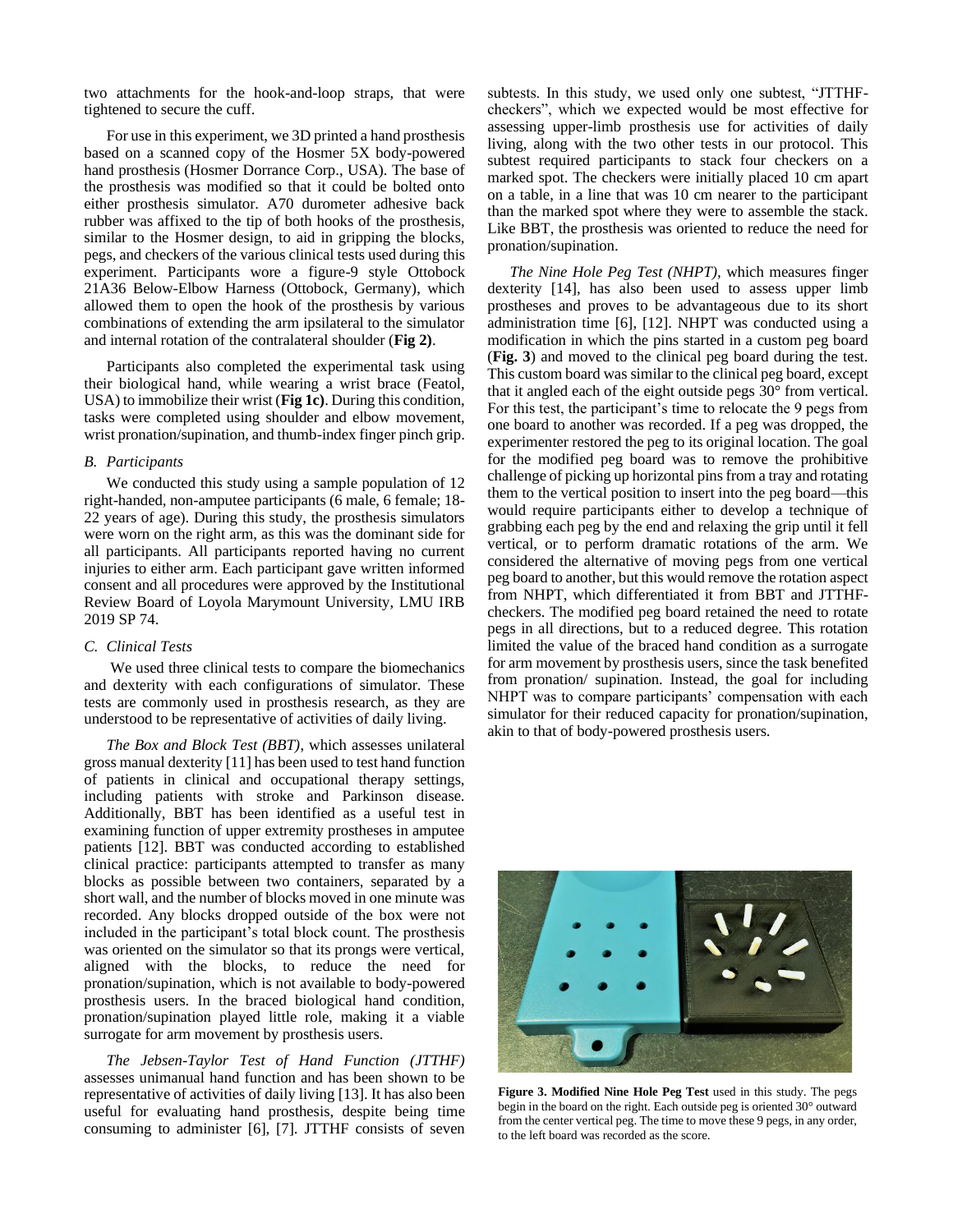two attachments for the hook-and-loop straps, that were tightened to secure the cuff.

For use in this experiment, we 3D printed a hand prosthesis based on a scanned copy of the Hosmer 5X body-powered hand prosthesis (Hosmer Dorrance Corp., USA). The base of the prosthesis was modified so that it could be bolted onto either prosthesis simulator. A70 durometer adhesive back rubber was affixed to the tip of both hooks of the prosthesis, similar to the Hosmer design, to aid in gripping the blocks, pegs, and checkers of the various clinical tests used during this experiment. Participants wore a figure-9 style Ottobock 21A36 Below-Elbow Harness (Ottobock, Germany), which allowed them to open the hook of the prosthesis by various combinations of extending the arm ipsilateral to the simulator and internal rotation of the contralateral shoulder (**Fig 2)**.

Participants also completed the experimental task using their biological hand, while wearing a wrist brace (Featol, USA) to immobilize their wrist (**Fig 1c)**. During this condition, tasks were completed using shoulder and elbow movement, wrist pronation/supination, and thumb-index finger pinch grip.

### *B. Participants*

We conducted this study using a sample population of 12 right-handed, non-amputee participants (6 male, 6 female; 18-22 years of age). During this study, the prosthesis simulators were worn on the right arm, as this was the dominant side for all participants. All participants reported having no current injuries to either arm. Each participant gave written informed consent and all procedures were approved by the Institutional Review Board of Loyola Marymount University, LMU IRB 2019 SP 74.

### *C. Clinical Tests*

We used three clinical tests to compare the biomechanics and dexterity with each configurations of simulator. These tests are commonly used in prosthesis research, as they are understood to be representative of activities of daily living.

*The Box and Block Test (BBT),* which assesses unilateral gross manual dexterity [11] has been used to test hand function of patients in clinical and occupational therapy settings, including patients with stroke and Parkinson disease. Additionally, BBT has been identified as a useful test in examining function of upper extremity prostheses in amputee patients [12]. BBT was conducted according to established clinical practice: participants attempted to transfer as many blocks as possible between two containers, separated by a short wall, and the number of blocks moved in one minute was recorded. Any blocks dropped outside of the box were not included in the participant's total block count. The prosthesis was oriented on the simulator so that its prongs were vertical, aligned with the blocks, to reduce the need for pronation/supination, which is not available to body-powered prosthesis users. In the braced biological hand condition, pronation/supination played little role, making it a viable surrogate for arm movement by prosthesis users.

*The Jebsen-Taylor Test of Hand Function (JTTHF)* assesses unimanual hand function and has been shown to be representative of activities of daily living [13]. It has also been useful for evaluating hand prosthesis, despite being time consuming to administer [6], [7]. JTTHF consists of seven subtests. In this study, we used only one subtest, "JTTHF-checkers", which we expected would be most effective for assessing upper-limb prosthesis use for activities of daily living, along with the two other tests in our protocol. This subtest required participants to stack four checkers on a marked spot. The checkers were initially placed 10 cm apart on a table, in a line that was 10 cm nearer to the participant than the marked spot where they were to assemble the stack. Like BBT, the prosthesis was oriented to reduce the need for pronation/supination.

*The Nine Hole Peg Test (NHPT),* which measures finger dexterity [14], has also been used to assess upper limb prostheses and proves to be advantageous due to its short administration time [6], [12]. NHPT was conducted using a modification in which the pins started in a custom peg board (**Fig. 3**) and moved to the clinical peg board during the test. This custom board was similar to the clinical peg board, except that it angled each of the eight outside pegs 30° from vertical. For this test, the participant's time to relocate the 9 pegs from one board to another was recorded. If a peg was dropped, the experimenter restored the peg to its original location. The goal for the modified peg board was to remove the prohibitive challenge of picking up horizontal pins from a tray and rotating them to the vertical position to insert into the peg board—this would require participants either to develop a technique of grabbing each peg by the end and relaxing the grip until it fell vertical, or to perform dramatic rotations of the arm. We considered the alternative of moving pegs from one vertical peg board to another, but this would remove the rotation aspect from NHPT, which differentiated it from BBT and JTTHF-checkers. The modified peg board retained the need to rotate pegs in all directions, but to a reduced degree. This rotation limited the value of the braced hand condition as a surrogate for arm movement by prosthesis users, since the task benefited from pronation/ supination. Instead, the goal for including NHPT was to compare participants' compensation with each simulator for their reduced capacity for pronation/supination, akin to that of body-powered prosthesis users.

**Figure 3. Modified Nine Hole Peg Test** used in this study. The pegs begin in the board on the right. Each outside peg is oriented 30° outward from the center vertical peg. The time to move these 9 pegs, in any order, to the left board was recorded as the score.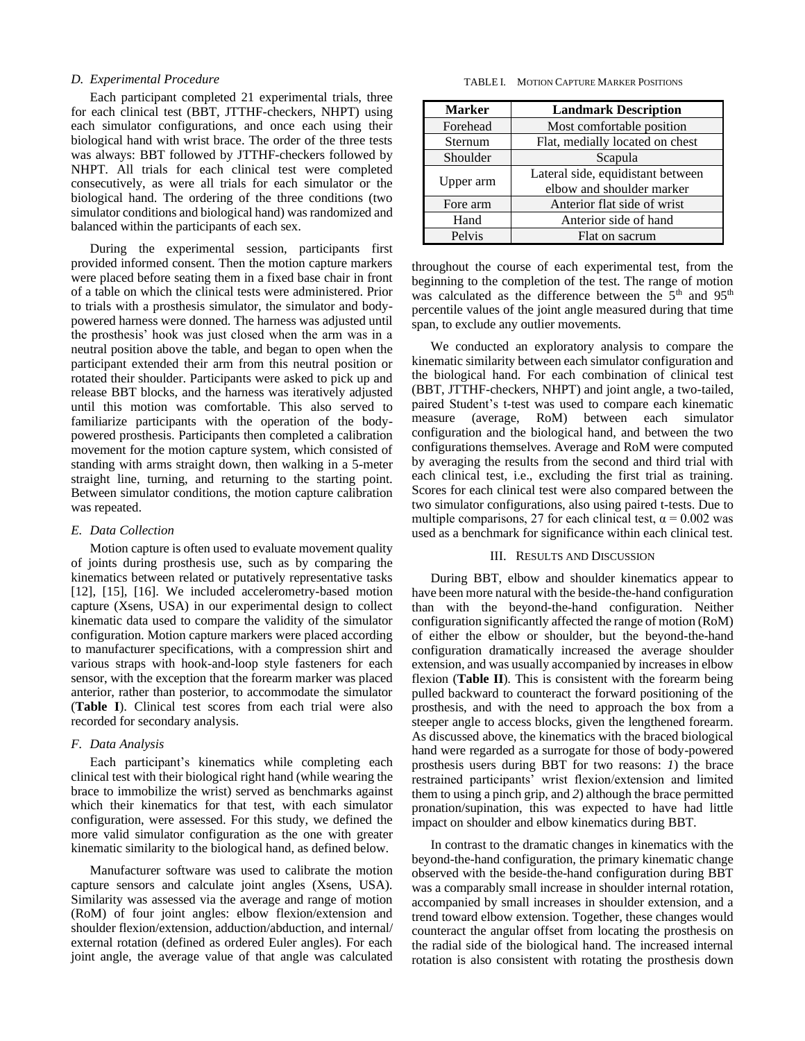### D. Experimental Procedure

Each participant completed 21 experimental trials, three for each clinical test (BBT, JTTHF-checkers, NHPT) using each simulator configurations, and once each using their biological hand with wrist brace. The order of the three tests was always: BBT followed by JTTHF-checkers followed by NHPT. All trials for each clinical test were completed consecutively, as were all trials for each simulator or the biological hand. The ordering of the three conditions (two simulator conditions and biological hand) was randomized and balanced within the participants of each sex.

During the experimental session, participants first provided informed consent. Then the motion capture markers were placed before seating them in a fixed base chair in front of a table on which the clinical tests were administered. Prior to trials with a prosthesis simulator, the simulator and body-powered harness were donned. The harness was adjusted until the prosthesis' hook was just closed when the arm was in a neutral position above the table, and began to open when the participant extended their arm from this neutral position or rotated their shoulder. Participants were asked to pick up and release BBT blocks, and the harness was iteratively adjusted until this motion was comfortable. This also served to familiarize participants with the operation of the body-powered prosthesis. Participants then completed a calibration movement for the motion capture system, which consisted of standing with arms straight down, then walking in a 5-meter straight line, turning, and returning to the starting point. Between simulator conditions, the motion capture calibration was repeated.

### E. Data Collection

Motion capture is often used to evaluate movement quality of joints during prosthesis use, such as by comparing the kinematics between related or putatively representative tasks [12], [15], [16]. We included accelerometry-based motion capture (Xsens, USA) in our experimental design to collect kinematic data used to compare the validity of the simulator configuration. Motion capture markers were placed according to manufacturer specifications, with a compression shirt and various straps with hook-and-loop style fasteners for each sensor, with the exception that the forearm marker was placed anterior, rather than posterior, to accommodate the simulator (**Table I**). Clinical test scores from each trial were also recorded for secondary analysis.

### F. Data Analysis

Each participant's kinematics while completing each clinical test with their biological right hand (while wearing the brace to immobilize the wrist) served as benchmarks against which their kinematics for that test, with each simulator configuration, were assessed. For this study, we defined the more valid simulator configuration as the one with greater kinematic similarity to the biological hand, as defined below.

Manufacturer software was used to calibrate the motion capture sensors and calculate joint angles (Xsens, USA). Similarity was assessed via the average and range of motion (RoM) of four joint angles: elbow flexion/extension and shoulder flexion/extension, adduction/abduction, and internal/external rotation (defined as ordered Euler angles). For each joint angle, the average value of that angle was calculated

TABLE I. Motion Capture Marker Positions

| Marker | Landmark Description |
|---|---|
| Forehead | Most comfortable position |
| Sternum | Flat, medially located on chest |
| Shoulder | Scapula |
| Upper arm | Lateral side, equidistant between elbow and shoulder marker |
| Fore arm | Anterior flat side of wrist |
| Hand | Anterior side of hand |
| Pelvis | Flat on sacrum |

throughout the course of each experimental test, from the beginning to the completion of the test. The range of motion was calculated as the difference between the $5^{th}$ and $95^{th}$ percentile values of the joint angle measured during that time span, to exclude any outlier movements.

We conducted an exploratory analysis to compare the kinematic similarity between each simulator configuration and the biological hand. For each combination of clinical test (BBT, JTTHF-checkers, NHPT) and joint angle, a two-tailed, paired Student's t-test was used to compare each kinematic measure (average, RoM) between each simulator configuration and the biological hand, and between the two configurations themselves. Average and RoM were computed by averaging the results from the second and third trial with each clinical test, i.e., excluding the first trial as training. Scores for each clinical test were also compared between the two simulator configurations, also using paired t-tests. Due to multiple comparisons, 27 for each clinical test, $\alpha = 0.002$ was used as a benchmark for significance within each clinical test.

## III. Results and Discussion

During BBT, elbow and shoulder kinematics appear to have been more natural with the beside-the-hand configuration than with the beyond-the-hand configuration. Neither configuration significantly affected the range of motion (RoM) of either the elbow or shoulder, but the beyond-the-hand configuration dramatically increased the average shoulder extension, and was usually accompanied by increases in elbow flexion (**Table II**). This is consistent with the forearm being pulled backward to counteract the forward positioning of the prosthesis, and with the need to approach the box from a steeper angle to access blocks, given the lengthened forearm. As discussed above, the kinematics with the braced biological hand were regarded as a surrogate for those of body-powered prosthesis users during BBT for two reasons: *1*) the brace restrained participants' wrist flexion/extension and limited them to using a pinch grip, and *2*) although the brace permitted pronation/supination, this was expected to have had little impact on shoulder and elbow kinematics during BBT.

In contrast to the dramatic changes in kinematics with the beyond-the-hand configuration, the primary kinematic change observed with the beside-the-hand configuration during BBT was a comparably small increase in shoulder internal rotation, accompanied by small increases in shoulder extension, and a trend toward elbow extension. Together, these changes would counteract the angular offset from locating the prosthesis on the radial side of the biological hand. The increased internal rotation is also consistent with rotating the prosthesis down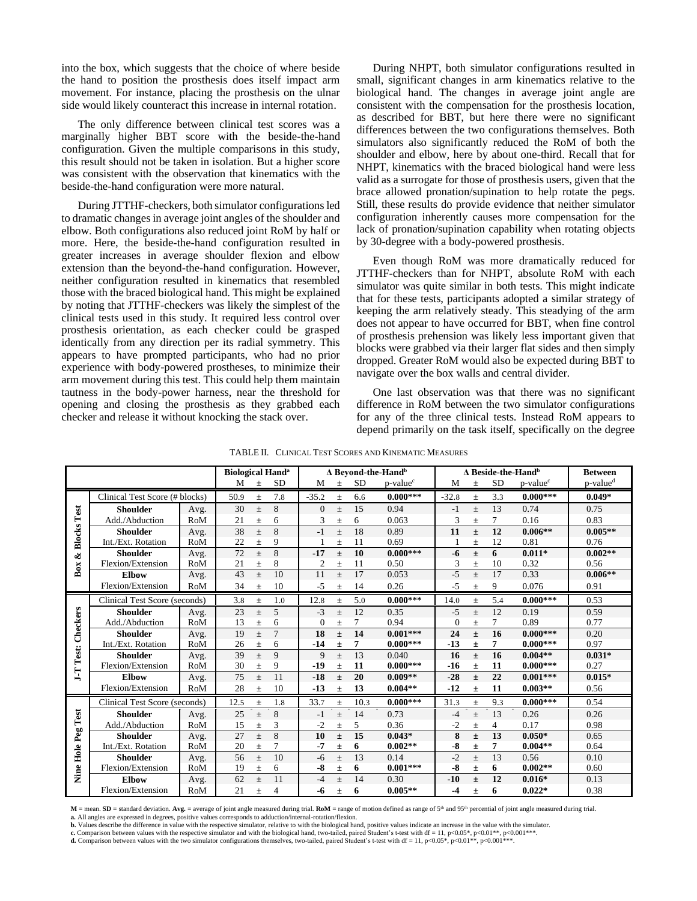into the box, which suggests that the choice of where beside the hand to position the prosthesis does itself impact arm movement. For instance, placing the prosthesis on the ulnar side would likely counteract this increase in internal rotation.

The only difference between clinical test scores was a marginally higher BBT score with the beside-the-hand configuration. Given the multiple comparisons in this study, this result should not be taken in isolation. But a higher score was consistent with the observation that kinematics with the beside-the-hand configuration were more natural.

During JTTHF-checkers, both simulator configurations led to dramatic changes in average joint angles of the shoulder and elbow. Both configurations also reduced joint RoM by half or more. Here, the beside-the-hand configuration resulted in greater increases in average shoulder flexion and elbow extension than the beyond-the-hand configuration. However, neither configuration resulted in kinematics that resembled those with the braced biological hand. This might be explained by noting that JTTHF-checkers was likely the simplest of the clinical tests used in this study. It required less control over prosthesis orientation, as each checker could be grasped identically from any direction per its radial symmetry. This appears to have prompted participants, who had no prior experience with body-powered prostheses, to minimize their arm movement during this test. This could help them maintain tautness in the body-power harness, near the threshold for opening and closing the prosthesis as they grabbed each checker and release it without knocking the stack over.

During NHPT, both simulator configurations resulted in small, significant changes in arm kinematics relative to the biological hand. The changes in average joint angle are consistent with the compensation for the prosthesis location, as described for BBT, but here there were no significant differences between the two configurations themselves. Both simulators also significantly reduced the RoM of both the shoulder and elbow, here by about one-third. Recall that for NHPT, kinematics with the braced biological hand were less valid as a surrogate for those of prosthesis users, given that the brace allowed pronation/supination to help rotate the pegs. Still, these results do provide evidence that neither simulator configuration inherently causes more compensation for the lack of pronation/supination capability when rotating objects by 30-degree with a body-powered prosthesis.

Even though RoM was more dramatically reduced for JTTHF-checkers than for NHPT, absolute RoM with each simulator was quite similar in both tests. This might indicate that for these tests, participants adopted a similar strategy of keeping the arm relatively steady. This steadying of the arm does not appear to have occurred for BBT, when fine control of prosthesis prehension was likely less important given that blocks were grabbed via their larger flat sides and then simply dropped. Greater RoM would also be expected during BBT to navigate over the box walls and central divider.

One last observation was that there was no significant difference in RoM between the two simulator configurations for any of the three clinical tests. Instead RoM appears to depend primarily on the task itself, specifically on the degree

TABLE II. CLINICAL TEST SCORES AND KINEMATIC MEASURES

| Test | Measure | | Biological Hand[a] M ± SD | Δ Beyond-the-Hand[b] M ± SD | p-value[c] | Δ Beside-the-Hand[b] M ± SD | p-value[c] | Between p-value[d] |
|---|---|---|---|---|---|---|---|---|
| Box & Blocks Test | Clinical Test Score (# blocks) | | 50.9 ± 7.8 | -35.2 ± 6.6 | **0.000*** ** | -32.8 ± 3.3 | **0.000*** ** | **0.049*** |
| | **Shoulder** | Avg. | 30 ± 8 | 0 ± 15 | 0.94 | -1 ± 13 | 0.74 | 0.75 |
| | Add./Abduction | RoM | 21 ± 6 | 3 ± 6 | 0.063 | 3 ± 7 | 0.16 | 0.83 |
| | **Shoulder** | Avg. | 38 ± 8 | -1 ± 18 | 0.89 | **11 ± 12** | **0.006*** * | **0.005*** * |
| | Int./Ext. Rotation | RoM | 22 ± 9 | 1 ± 11 | 0.69 | 1 ± 12 | 0.81 | 0.76 |
| | **Shoulder** | Avg. | 72 ± 8 | **-17 ± 10** | **0.000*** ** | **-6 ± 6** | **0.011*** | **0.002*** * |
| | Flexion/Extension | RoM | 21 ± 8 | 2 ± 11 | 0.50 | 3 ± 10 | 0.32 | 0.56 |
| | **Elbow** | Avg. | 43 ± 10 | 11 ± 17 | 0.053 | -5 ± 17 | 0.33 | **0.006*** * |
| | Flexion/Extension | RoM | 34 ± 10 | -5 ± 14 | 0.26 | -5 ± 9 | 0.076 | 0.91 |
| J-T Test: Checkers | Clinical Test Score (seconds) | | 3.8 ± 1.0 | 12.8 ± 5.0 | **0.000*** ** | 14.0 ± 5.4 | **0.000*** ** | 0.53 |
| | **Shoulder** | Avg. | 23 ± 5 | -3 ± 12 | 0.35 | -5 ± 12 | 0.19 | 0.59 |
| | Add./Abduction | RoM | 13 ± 6 | 0 ± 7 | 0.94 | 0 ± 7 | 0.89 | 0.77 |
| | **Shoulder** | Avg. | 19 ± 7 | **18 ± 14** | **0.001*** ** | **24 ± 16** | **0.000*** ** | 0.20 |
| | Int./Ext. Rotation | RoM | 26 ± 6 | **-14 ± 7** | **0.000*** ** | **-13 ± 7** | **0.000*** ** | 0.97 |
| | **Shoulder** | Avg. | 39 ± 9 | 9 ± 13 | 0.040 | **16 ± 16** | **0.004*** * | **0.031*** |
| | Flexion/Extension | RoM | 30 ± 9 | **-19 ± 11** | **0.000*** ** | **-16 ± 11** | **0.000*** ** | 0.27 |
| | **Elbow** | Avg. | 75 ± 11 | **-18 ± 20** | **0.009*** * | **-28 ± 22** | **0.001*** ** | **0.015*** |
| | Flexion/Extension | RoM | 28 ± 10 | **-13 ± 13** | **0.004*** * | **-12 ± 11** | **0.003*** * | 0.56 |
| Nine Hole Peg Test | Clinical Test Score (seconds) | | 12.5 ± 1.8 | 33.7 ± 10.3 | **0.000*** ** | 31.3 ± 9.3 | **0.000*** ** | 0.54 |
| | **Shoulder** | Avg. | 25 ± 8 | -1 ± 14 | 0.73 | -4 ± 13 | 0.26 | 0.26 |
| | Add./Abduction | RoM | 15 ± 3 | -2 ± 5 | 0.36 | -2 ± 4 | 0.17 | 0.98 |
| | **Shoulder** | Avg. | 27 ± 8 | **10 ± 15** | **0.043*** | **8 ± 13** | **0.050*** | 0.65 |
| | Int./Ext. Rotation | RoM | 20 ± 7 | **-7 ± 6** | **0.002*** * | **-8 ± 7** | **0.004*** * | 0.64 |
| | **Shoulder** | Avg. | 56 ± 10 | -6 ± 13 | 0.14 | -2 ± 13 | 0.56 | 0.10 |
| | Flexion/Extension | RoM | 19 ± 6 | **-8 ± 6** | **0.001*** ** | **-8 ± 6** | **0.002*** * | 0.60 |
| | **Elbow** | Avg. | 62 ± 11 | -4 ± 14 | 0.30 | **-10 ± 12** | **0.016*** | 0.13 |
| | Flexion/Extension | RoM | 21 ± 4 | **-6 ± 6** | **0.005*** * | **-4 ± 6** | **0.022*** | 0.38 |

**M** = mean. **SD** = standard deviation. **Avg.** = average of joint angle measured during trial. **RoM** = range of motion defined as range of 5th and 95th percentile of joint angle measured during trial.
**a.** All angles are expressed in degrees, positive values corresponds to adduction/internal-rotation/flexion.
**b.** Values describe the difference in value with the respective simulator, relative to with the biological hand, positive values indicate an increase in the value with the simulator.
**c.** Comparison between values with the respective simulator and with the biological hand, two-tailed, paired Student's t-test with df = 11, p<0.05*, p<0.01**, p<0.001***.
**d.** Comparison between values with the two simulator configurations themselves, two-tailed, paired Student's t-test with df = 11, p<0.05*, p<0.01**, p<0.001***.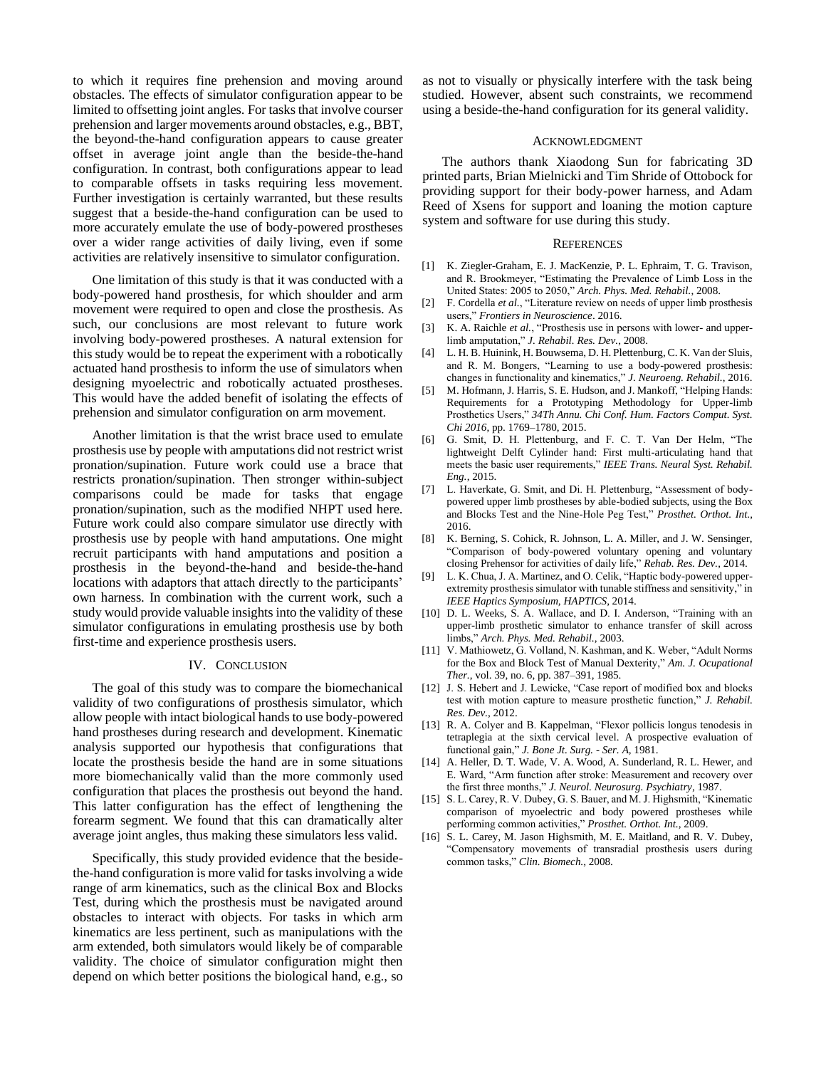to which it requires fine prehension and moving around obstacles. The effects of simulator configuration appear to be limited to offsetting joint angles. For tasks that involve courser prehension and larger movements around obstacles, e.g., BBT, the beyond-the-hand configuration appears to cause greater offset in average joint angle than the beside-the-hand configuration. In contrast, both configurations appear to lead to comparable offsets in tasks requiring less movement. Further investigation is certainly warranted, but these results suggest that a beside-the-hand configuration can be used to more accurately emulate the use of body-powered prostheses over a wider range activities of daily living, even if some activities are relatively insensitive to simulator configuration.

One limitation of this study is that it was conducted with a body-powered hand prosthesis, for which shoulder and arm movement were required to open and close the prosthesis. As such, our conclusions are most relevant to future work involving body-powered prostheses. A natural extension for this study would be to repeat the experiment with a robotically actuated hand prosthesis to inform the use of simulators when designing myoelectric and robotically actuated prostheses. This would have the added benefit of isolating the effects of prehension and simulator configuration on arm movement.

Another limitation is that the wrist brace used to emulate prosthesis use by people with amputations did not restrict wrist pronation/supination. Future work could use a brace that restricts pronation/supination. Then stronger within-subject comparisons could be made for tasks that engage pronation/supination, such as the modified NHPT used here. Future work could also compare simulator use directly with prosthesis use by people with hand amputations. One might recruit participants with hand amputations and position a prosthesis in the beyond-the-hand and beside-the-hand locations with adaptors that attach directly to the participants' own harness. In combination with the current work, such a study would provide valuable insights into the validity of these simulator configurations in emulating prosthesis use by both first-time and experience prosthesis users.

## IV. Conclusion

The goal of this study was to compare the biomechanical validity of two configurations of prosthesis simulator, which allow people with intact biological hands to use body-powered hand prostheses during research and development. Kinematic analysis supported our hypothesis that configurations that locate the prosthesis beside the hand are in some situations more biomechanically valid than the more commonly used configuration that places the prosthesis out beyond the hand. This latter configuration has the effect of lengthening the forearm segment. We found that this can dramatically alter average joint angles, thus making these simulators less valid.

Specifically, this study provided evidence that the beside-the-hand configuration is more valid for tasks involving a wide range of arm kinematics, such as the clinical Box and Blocks Test, during which the prosthesis must be navigated around obstacles to interact with objects. For tasks in which arm kinematics are less pertinent, such as manipulations with the arm extended, both simulators would likely be of comparable validity. The choice of simulator configuration might then depend on which better positions the biological hand, e.g., so as not to visually or physically interfere with the task being studied. However, absent such constraints, we recommend using a beside-the-hand configuration for its general validity.

## Acknowledgment

The authors thank Xiaodong Sun for fabricating 3D printed parts, Brian Mielnicki and Tim Shride of Ottobock for providing support for their body-power harness, and Adam Reed of Xsens for support and loaning the motion capture system and software for use during this study.

## References

[1] K. Ziegler-Graham, E. J. MacKenzie, P. L. Ephraim, T. G. Travison, and R. Brookmeyer, "Estimating the Prevalence of Limb Loss in the United States: 2005 to 2050," *Arch. Phys. Med. Rehabil.*, 2008.

[2] F. Cordella *et al.*, "Literature review on needs of upper limb prosthesis users," *Frontiers in Neuroscience*. 2016.

[3] K. A. Raichle *et al.*, "Prosthesis use in persons with lower- and upper-limb amputation," *J. Rehabil. Res. Dev.*, 2008.

[4] L. H. B. Huinink, H. Bouwsema, D. H. Plettenburg, C. K. Van der Sluis, and R. M. Bongers, "Learning to use a body-powered prosthesis: changes in functionality and kinematics," *J. Neuroeng. Rehabil.*, 2016.

[5] M. Hofmann, J. Harris, S. E. Hudson, and J. Mankoff, "Helping Hands: Requirements for a Prototyping Methodology for Upper-limb Prosthetics Users," *34Th Annu. Chi Conf. Hum. Factors Comput. Syst. Chi 2016*, pp. 1769–1780, 2015.

[6] G. Smit, D. H. Plettenburg, and F. C. T. Van Der Helm, "The lightweight Delft Cylinder hand: First multi-articulating hand that meets the basic user requirements," *IEEE Trans. Neural Syst. Rehabil. Eng.*, 2015.

[7] L. Haverkate, G. Smit, and Di. H. Plettenburg, "Assessment of body-powered upper limb prostheses by able-bodied subjects, using the Box and Blocks Test and the Nine-Hole Peg Test," *Prosthet. Orthot. Int.*, 2016.

[8] K. Berning, S. Cohick, R. Johnson, L. A. Miller, and J. W. Sensinger, "Comparison of body-powered voluntary opening and voluntary closing Prehensor for activities of daily life," *Rehab. Res. Dev.*, 2014.

[9] L. K. Chua, J. A. Martinez, and O. Celik, "Haptic body-powered upper-extremity prosthesis simulator with tunable stiffness and sensitivity," in *IEEE Haptics Symposium, HAPTICS*, 2014.

[10] D. L. Weeks, S. A. Wallace, and D. I. Anderson, "Training with an upper-limb prosthetic simulator to enhance transfer of skill across limbs," *Arch. Phys. Med. Rehabil.*, 2003.

[11] V. Mathiowetz, G. Volland, N. Kashman, and K. Weber, "Adult Norms for the Box and Block Test of Manual Dexterity," *Am. J. Ocupational Ther.*, vol. 39, no. 6, pp. 387–391, 1985.

[12] J. S. Hebert and J. Lewicke, "Case report of modified box and blocks test with motion capture to measure prosthetic function," *J. Rehabil. Res. Dev.*, 2012.

[13] R. A. Colyer and B. Kappelman, "Flexor pollicis longus tenodesis in tetraplegia at the sixth cervical level. A prospective evaluation of functional gain," *J. Bone Jt. Surg. - Ser. A*, 1981.

[14] A. Heller, D. T. Wade, V. A. Wood, A. Sunderland, R. L. Hewer, and E. Ward, "Arm function after stroke: Measurement and recovery over the first three months," *J. Neurol. Neurosurg. Psychiatry*, 1987.

[15] S. L. Carey, R. V. Dubey, G. S. Bauer, and M. J. Highsmith, "Kinematic comparison of myoelectric and body powered prostheses while performing common activities," *Prosthet. Orthot. Int.*, 2009.

[16] S. L. Carey, M. Jason Highsmith, M. E. Maitland, and R. V. Dubey, "Compensatory movements of transradial prosthesis users during common tasks," *Clin. Biomech.*, 2008.